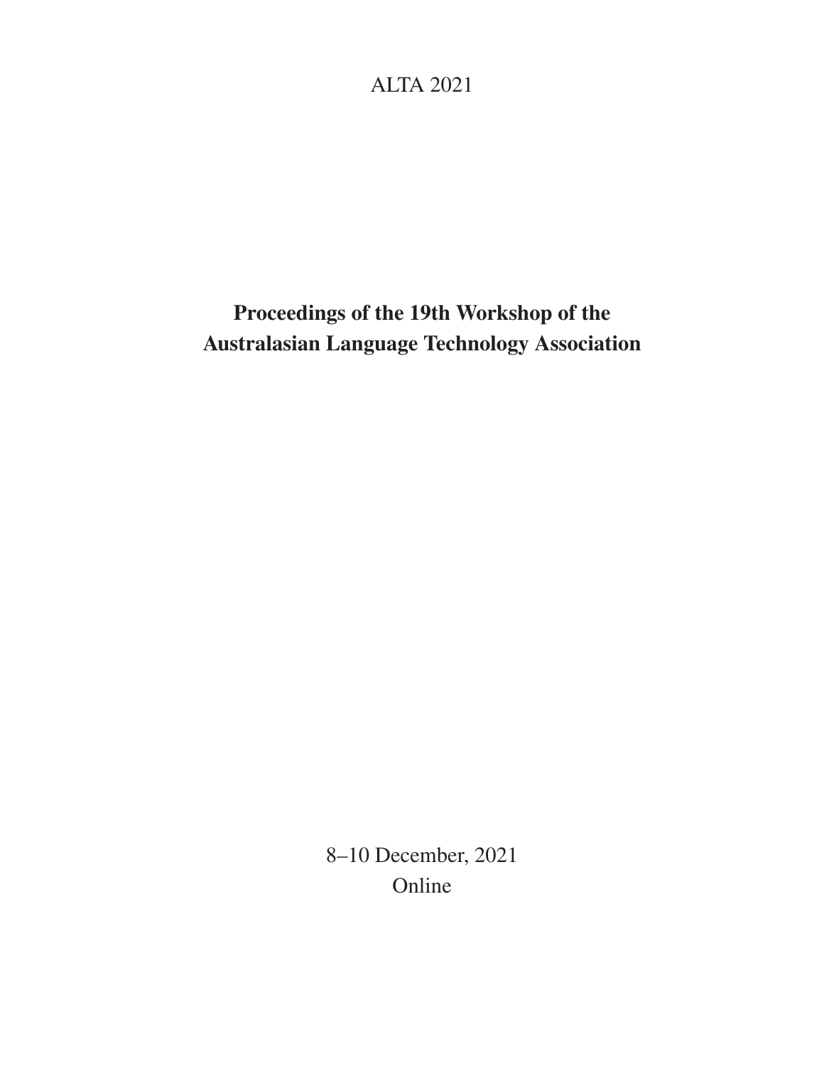ALTA 2021

# Proceedings of the 19th Workshop of the Australasian Language Technology Association

8–10 December, 2021
Online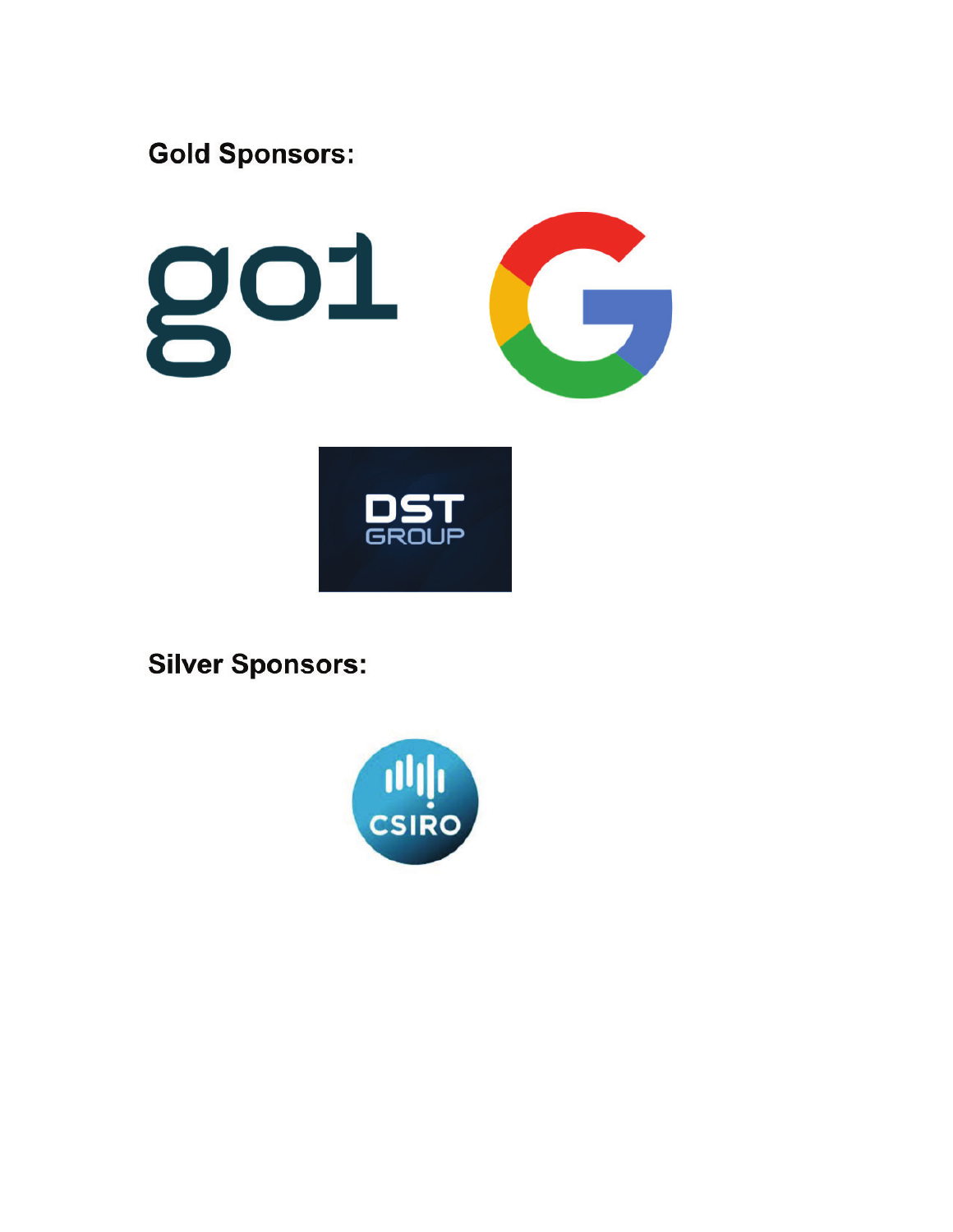**Gold Sponsors:**

**Silver Sponsors:**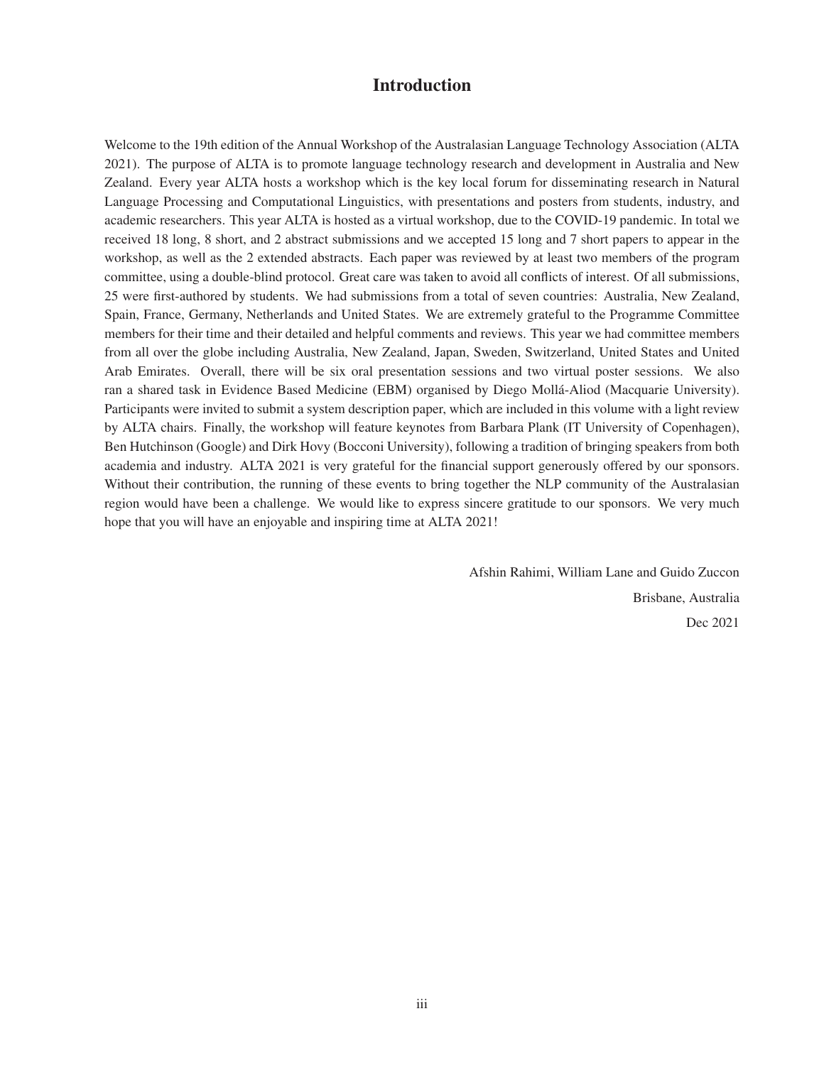# Introduction

Welcome to the 19th edition of the Annual Workshop of the Australasian Language Technology Association (ALTA 2021). The purpose of ALTA is to promote language technology research and development in Australia and New Zealand. Every year ALTA hosts a workshop which is the key local forum for disseminating research in Natural Language Processing and Computational Linguistics, with presentations and posters from students, industry, and academic researchers. This year ALTA is hosted as a virtual workshop, due to the COVID-19 pandemic. In total we received 18 long, 8 short, and 2 abstract submissions and we accepted 15 long and 7 short papers to appear in the workshop, as well as the 2 extended abstracts. Each paper was reviewed by at least two members of the program committee, using a double-blind protocol. Great care was taken to avoid all conflicts of interest. Of all submissions, 25 were first-authored by students. We had submissions from a total of seven countries: Australia, New Zealand, Spain, France, Germany, Netherlands and United States. We are extremely grateful to the Programme Committee members for their time and their detailed and helpful comments and reviews. This year we had committee members from all over the globe including Australia, New Zealand, Japan, Sweden, Switzerland, United States and United Arab Emirates. Overall, there will be six oral presentation sessions and two virtual poster sessions. We also ran a shared task in Evidence Based Medicine (EBM) organised by Diego Mollá-Aliod (Macquarie University). Participants were invited to submit a system description paper, which are included in this volume with a light review by ALTA chairs. Finally, the workshop will feature keynotes from Barbara Plank (IT University of Copenhagen), Ben Hutchinson (Google) and Dirk Hovy (Bocconi University), following a tradition of bringing speakers from both academia and industry. ALTA 2021 is very grateful for the financial support generously offered by our sponsors. Without their contribution, the running of these events to bring together the NLP community of the Australasian region would have been a challenge. We would like to express sincere gratitude to our sponsors. We very much hope that you will have an enjoyable and inspiring time at ALTA 2021!

Afshin Rahimi, William Lane and Guido Zuccon

Brisbane, Australia

Dec 2021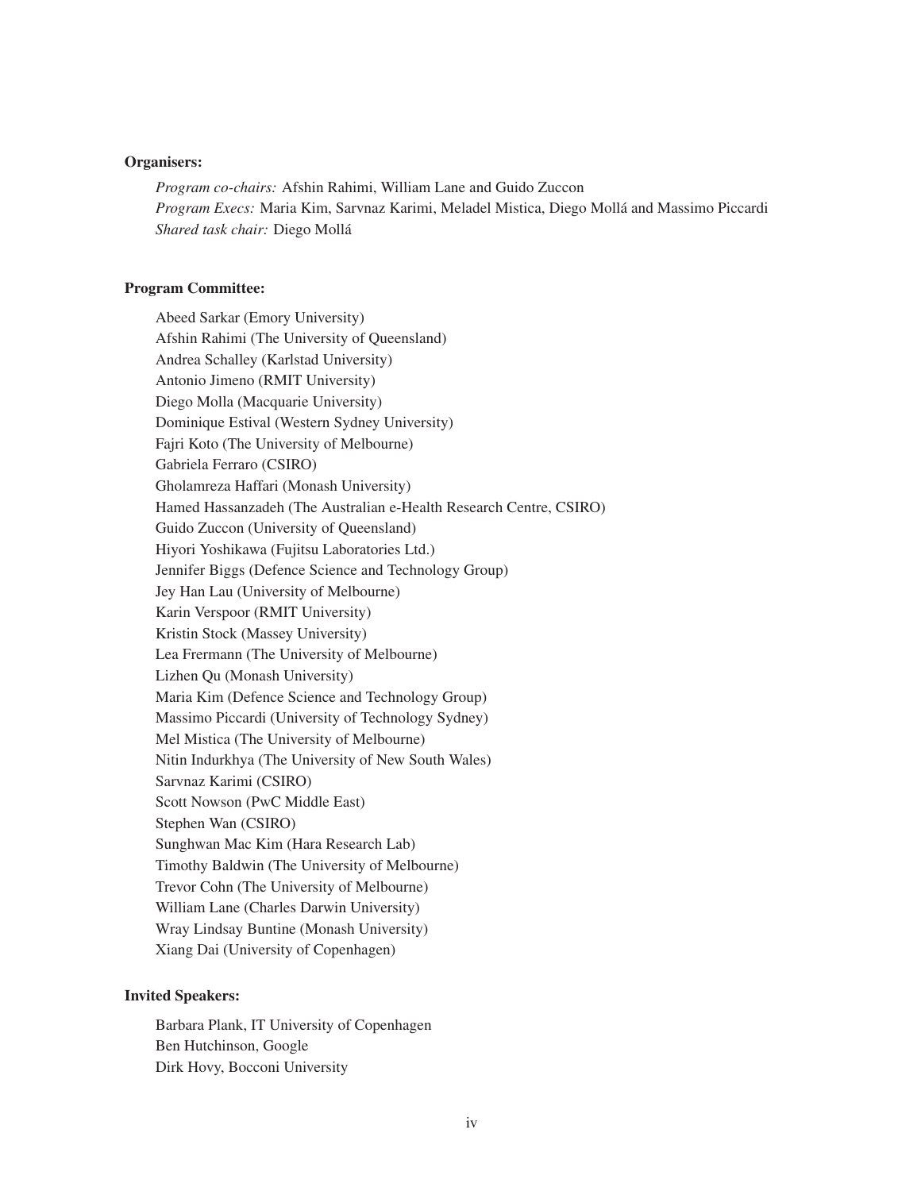**Organisers:**

*Program co-chairs:* Afshin Rahimi, William Lane and Guido Zuccon
*Program Execs:* Maria Kim, Sarvnaz Karimi, Meladel Mistica, Diego Mollá and Massimo Piccardi
*Shared task chair:* Diego Mollá

**Program Committee:**

Abeed Sarkar (Emory University)
Afshin Rahimi (The University of Queensland)
Andrea Schalley (Karlstad University)
Antonio Jimeno (RMIT University)
Diego Molla (Macquarie University)
Dominique Estival (Western Sydney University)
Fajri Koto (The University of Melbourne)
Gabriela Ferraro (CSIRO)
Gholamreza Haffari (Monash University)
Hamed Hassanzadeh (The Australian e-Health Research Centre, CSIRO)
Guido Zuccon (University of Queensland)
Hiyori Yoshikawa (Fujitsu Laboratories Ltd.)
Jennifer Biggs (Defence Science and Technology Group)
Jey Han Lau (University of Melbourne)
Karin Verspoor (RMIT University)
Kristin Stock (Massey University)
Lea Frermann (The University of Melbourne)
Lizhen Qu (Monash University)
Maria Kim (Defence Science and Technology Group)
Massimo Piccardi (University of Technology Sydney)
Mel Mistica (The University of Melbourne)
Nitin Indurkhya (The University of New South Wales)
Sarvnaz Karimi (CSIRO)
Scott Nowson (PwC Middle East)
Stephen Wan (CSIRO)
Sunghwan Mac Kim (Hara Research Lab)
Timothy Baldwin (The University of Melbourne)
Trevor Cohn (The University of Melbourne)
William Lane (Charles Darwin University)
Wray Lindsay Buntine (Monash University)
Xiang Dai (University of Copenhagen)

**Invited Speakers:**

Barbara Plank, IT University of Copenhagen
Ben Hutchinson, Google
Dirk Hovy, Bocconi University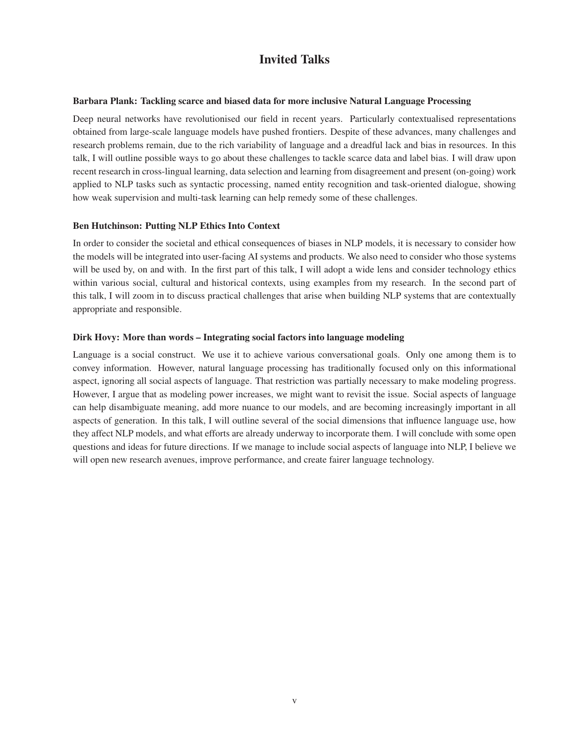# Invited Talks

**Barbara Plank: Tackling scarce and biased data for more inclusive Natural Language Processing**

Deep neural networks have revolutionised our field in recent years. Particularly contextualised representations obtained from large-scale language models have pushed frontiers. Despite of these advances, many challenges and research problems remain, due to the rich variability of language and a dreadful lack and bias in resources. In this talk, I will outline possible ways to go about these challenges to tackle scarce data and label bias. I will draw upon recent research in cross-lingual learning, data selection and learning from disagreement and present (on-going) work applied to NLP tasks such as syntactic processing, named entity recognition and task-oriented dialogue, showing how weak supervision and multi-task learning can help remedy some of these challenges.

**Ben Hutchinson: Putting NLP Ethics Into Context**

In order to consider the societal and ethical consequences of biases in NLP models, it is necessary to consider how the models will be integrated into user-facing AI systems and products. We also need to consider who those systems will be used by, on and with. In the first part of this talk, I will adopt a wide lens and consider technology ethics within various social, cultural and historical contexts, using examples from my research. In the second part of this talk, I will zoom in to discuss practical challenges that arise when building NLP systems that are contextually appropriate and responsible.

**Dirk Hovy: More than words – Integrating social factors into language modeling**

Language is a social construct. We use it to achieve various conversational goals. Only one among them is to convey information. However, natural language processing has traditionally focused only on this informational aspect, ignoring all social aspects of language. That restriction was partially necessary to make modeling progress. However, I argue that as modeling power increases, we might want to revisit the issue. Social aspects of language can help disambiguate meaning, add more nuance to our models, and are becoming increasingly important in all aspects of generation. In this talk, I will outline several of the social dimensions that influence language use, how they affect NLP models, and what efforts are already underway to incorporate them. I will conclude with some open questions and ideas for future directions. If we manage to include social aspects of language into NLP, I believe we will open new research avenues, improve performance, and create fairer language technology.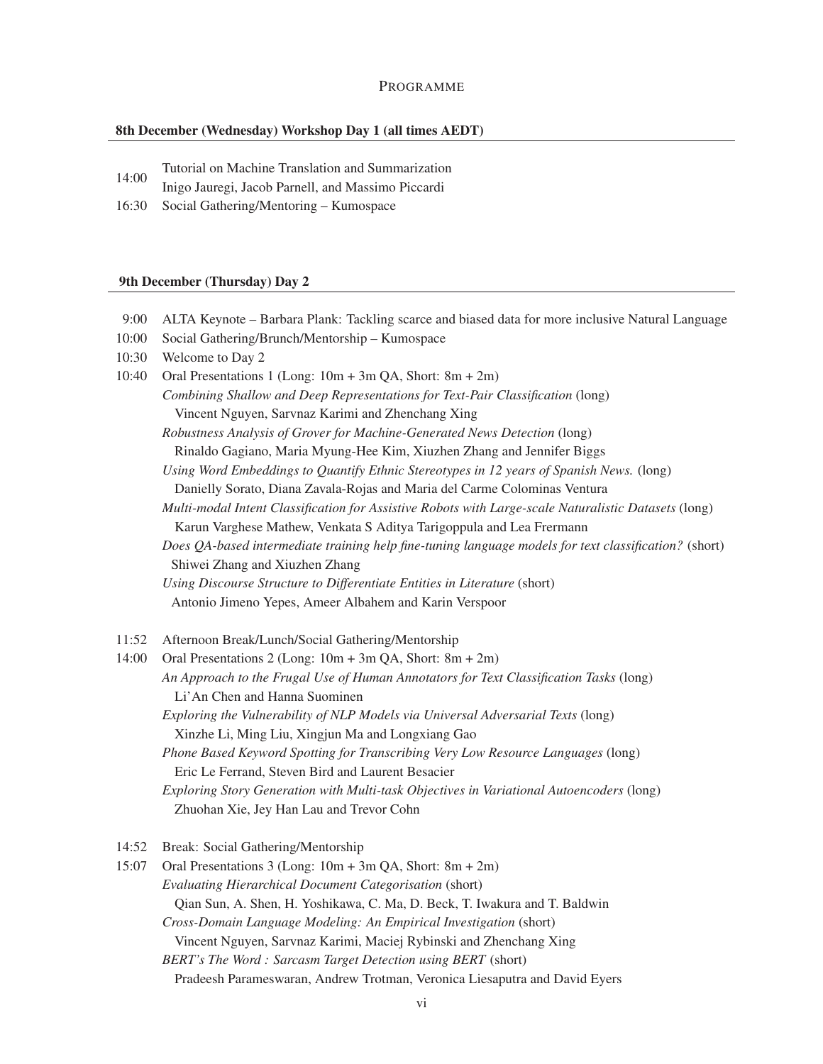# Programme

**8th December (Wednesday) Workshop Day 1 (all times AEDT)**

14:00 Tutorial on Machine Translation and Summarization
Inigo Jauregi, Jacob Parnell, and Massimo Piccardi

16:30 Social Gathering/Mentoring – Kumospace

**9th December (Thursday) Day 2**

9:00 ALTA Keynote – Barbara Plank: Tackling scarce and biased data for more inclusive Natural Language

10:00 Social Gathering/Brunch/Mentorship – Kumospace

10:30 Welcome to Day 2

10:40 Oral Presentations 1 (Long: 10m + 3m QA, Short: 8m + 2m)

*Combining Shallow and Deep Representations for Text-Pair Classification* (long)
Vincent Nguyen, Sarvnaz Karimi and Zhenchang Xing

*Robustness Analysis of Grover for Machine-Generated News Detection* (long)
Rinaldo Gagiano, Maria Myung-Hee Kim, Xiuzhen Zhang and Jennifer Biggs

*Using Word Embeddings to Quantify Ethnic Stereotypes in 12 years of Spanish News.* (long)
Danielly Sorato, Diana Zavala-Rojas and Maria del Carme Colominas Ventura

*Multi-modal Intent Classification for Assistive Robots with Large-scale Naturalistic Datasets* (long)
Karun Varghese Mathew, Venkata S Aditya Tarigoppula and Lea Frermann

*Does QA-based intermediate training help fine-tuning language models for text classification?* (short)
Shiwei Zhang and Xiuzhen Zhang

*Using Discourse Structure to Differentiate Entities in Literature* (short)
Antonio Jimeno Yepes, Ameer Albahem and Karin Verspoor

11:52 Afternoon Break/Lunch/Social Gathering/Mentorship

14:00 Oral Presentations 2 (Long: 10m + 3m QA, Short: 8m + 2m)

*An Approach to the Frugal Use of Human Annotators for Text Classification Tasks* (long)
Li'An Chen and Hanna Suominen

*Exploring the Vulnerability of NLP Models via Universal Adversarial Texts* (long)
Xinzhe Li, Ming Liu, Xingjun Ma and Longxiang Gao

*Phone Based Keyword Spotting for Transcribing Very Low Resource Languages* (long)
Eric Le Ferrand, Steven Bird and Laurent Besacier

*Exploring Story Generation with Multi-task Objectives in Variational Autoencoders* (long)
Zhuohan Xie, Jey Han Lau and Trevor Cohn

14:52 Break: Social Gathering/Mentorship

15:07 Oral Presentations 3 (Long: 10m + 3m QA, Short: 8m + 2m)

*Evaluating Hierarchical Document Categorisation* (short)
Qian Sun, A. Shen, H. Yoshikawa, C. Ma, D. Beck, T. Iwakura and T. Baldwin

*Cross-Domain Language Modeling: An Empirical Investigation* (short)
Vincent Nguyen, Sarvnaz Karimi, Maciej Rybinski and Zhenchang Xing

*BERT's The Word : Sarcasm Target Detection using BERT* (short)
Pradeesh Parameswaran, Andrew Trotman, Veronica Liesaputra and David Eyers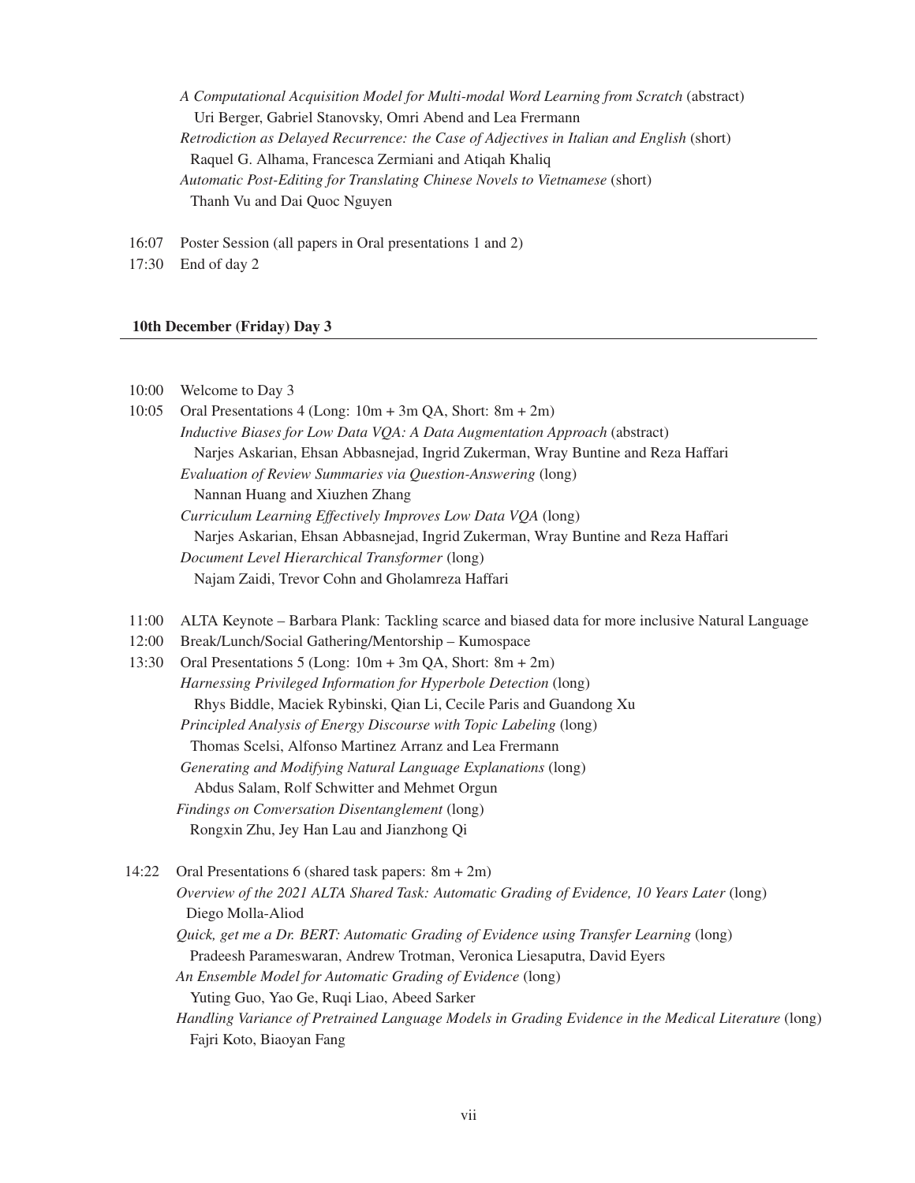*A Computational Acquisition Model for Multi-modal Word Learning from Scratch* (abstract)
Uri Berger, Gabriel Stanovsky, Omri Abend and Lea Frermann

*Retrodiction as Delayed Recurrence: the Case of Adjectives in Italian and English* (short)
Raquel G. Alhama, Francesca Zermiani and Atiqah Khaliq

*Automatic Post-Editing for Translating Chinese Novels to Vietnamese* (short)
Thanh Vu and Dai Quoc Nguyen

16:07 Poster Session (all papers in Oral presentations 1 and 2)

17:30 End of day 2

**10th December (Friday) Day 3**

10:00 Welcome to Day 3

10:05 Oral Presentations 4 (Long: 10m + 3m QA, Short: 8m + 2m)

*Inductive Biases for Low Data VQA: A Data Augmentation Approach* (abstract)
Narjes Askarian, Ehsan Abbasnejad, Ingrid Zukerman, Wray Buntine and Reza Haffari

*Evaluation of Review Summaries via Question-Answering* (long)
Nannan Huang and Xiuzhen Zhang

*Curriculum Learning Effectively Improves Low Data VQA* (long)
Narjes Askarian, Ehsan Abbasnejad, Ingrid Zukerman, Wray Buntine and Reza Haffari

*Document Level Hierarchical Transformer* (long)
Najam Zaidi, Trevor Cohn and Gholamreza Haffari

11:00 ALTA Keynote – Barbara Plank: Tackling scarce and biased data for more inclusive Natural Language

12:00 Break/Lunch/Social Gathering/Mentorship – Kumospace

13:30 Oral Presentations 5 (Long: 10m + 3m QA, Short: 8m + 2m)

*Harnessing Privileged Information for Hyperbole Detection* (long)
Rhys Biddle, Maciek Rybinski, Qian Li, Cecile Paris and Guandong Xu

*Principled Analysis of Energy Discourse with Topic Labeling* (long)
Thomas Scelsi, Alfonso Martinez Arranz and Lea Frermann

*Generating and Modifying Natural Language Explanations* (long)
Abdus Salam, Rolf Schwitter and Mehmet Orgun

*Findings on Conversation Disentanglement* (long)
Rongxin Zhu, Jey Han Lau and Jianzhong Qi

14:22 Oral Presentations 6 (shared task papers: 8m + 2m)

*Overview of the 2021 ALTA Shared Task: Automatic Grading of Evidence, 10 Years Later* (long)
Diego Molla-Aliod

*Quick, get me a Dr. BERT: Automatic Grading of Evidence using Transfer Learning* (long)
Pradeesh Parameswaran, Andrew Trotman, Veronica Liesaputra, David Eyers

*An Ensemble Model for Automatic Grading of Evidence* (long)
Yuting Guo, Yao Ge, Ruqi Liao, Abeed Sarker

*Handling Variance of Pretrained Language Models in Grading Evidence in the Medical Literature* (long)
Fajri Koto, Biaoyan Fang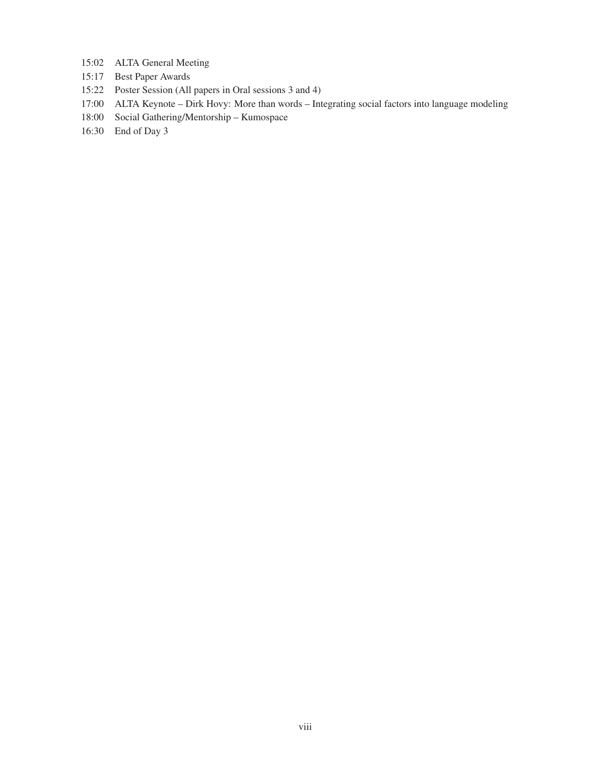15:02 ALTA General Meeting

15:17 Best Paper Awards

15:22 Poster Session (All papers in Oral sessions 3 and 4)

17:00 ALTA Keynote – Dirk Hovy: More than words – Integrating social factors into language modeling

18:00 Social Gathering/Mentorship – Kumospace

16:30 End of Day 3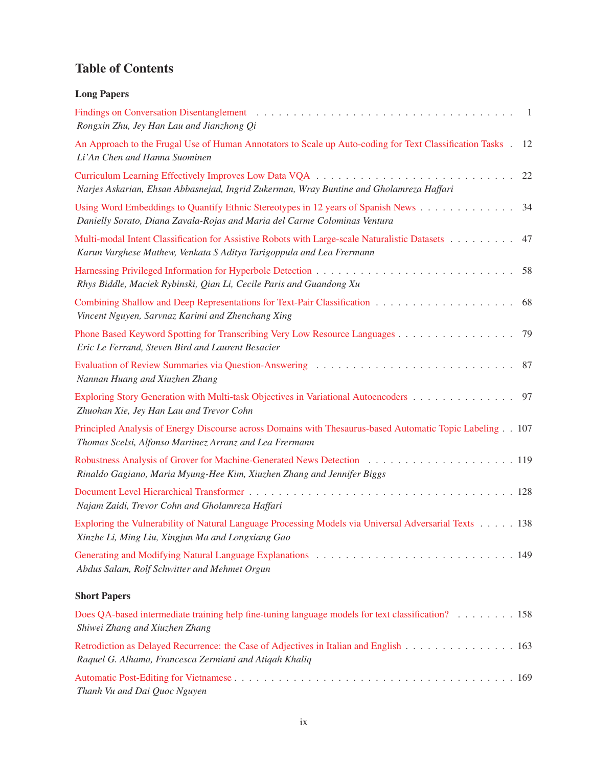# Table of Contents

## Long Papers

Findings on Conversation Disentanglement . . . . . 1
*Rongxin Zhu, Jey Han Lau and Jianzhong Qi*

An Approach to the Frugal Use of Human Annotators to Scale up Auto-coding for Text Classification Tasks . 12
*Li'An Chen and Hanna Suominen*

Curriculum Learning Effectively Improves Low Data VQA . . . . . 22
*Narjes Askarian, Ehsan Abbasnejad, Ingrid Zukerman, Wray Buntine and Gholamreza Haffari*

Using Word Embeddings to Quantify Ethnic Stereotypes in 12 years of Spanish News . . . . . 34
*Danielly Sorato, Diana Zavala-Rojas and Maria del Carme Colominas Ventura*

Multi-modal Intent Classification for Assistive Robots with Large-scale Naturalistic Datasets . . . . . 47
*Karun Varghese Mathew, Venkata S Aditya Tarigoppula and Lea Frermann*

Harnessing Privileged Information for Hyperbole Detection . . . . . 58
*Rhys Biddle, Maciek Rybinski, Qian Li, Cecile Paris and Guandong Xu*

Combining Shallow and Deep Representations for Text-Pair Classification . . . . . 68
*Vincent Nguyen, Sarvnaz Karimi and Zhenchang Xing*

Phone Based Keyword Spotting for Transcribing Very Low Resource Languages . . . . . 79
*Eric Le Ferrand, Steven Bird and Laurent Besacier*

Evaluation of Review Summaries via Question-Answering . . . . . 87
*Nannan Huang and Xiuzhen Zhang*

Exploring Story Generation with Multi-task Objectives in Variational Autoencoders . . . . . 97
*Zhuohan Xie, Jey Han Lau and Trevor Cohn*

Principled Analysis of Energy Discourse across Domains with Thesaurus-based Automatic Topic Labeling . . 107
*Thomas Scelsi, Alfonso Martinez Arranz and Lea Frermann*

Robustness Analysis of Grover for Machine-Generated News Detection . . . . . 119
*Rinaldo Gagiano, Maria Myung-Hee Kim, Xiuzhen Zhang and Jennifer Biggs*

Document Level Hierarchical Transformer . . . . . 128
*Najam Zaidi, Trevor Cohn and Gholamreza Haffari*

Exploring the Vulnerability of Natural Language Processing Models via Universal Adversarial Texts . . . . . 138
*Xinzhe Li, Ming Liu, Xingjun Ma and Longxiang Gao*

Generating and Modifying Natural Language Explanations . . . . . 149
*Abdus Salam, Rolf Schwitter and Mehmet Orgun*

## Short Papers

Does QA-based intermediate training help fine-tuning language models for text classification? . . . . . 158
*Shiwei Zhang and Xiuzhen Zhang*

Retrodiction as Delayed Recurrence: the Case of Adjectives in Italian and English . . . . . 163
*Raquel G. Alhama, Francesca Zermiani and Atiqah Khaliq*

Automatic Post-Editing for Vietnamese . . . . . 169
*Thanh Vu and Dai Quoc Nguyen*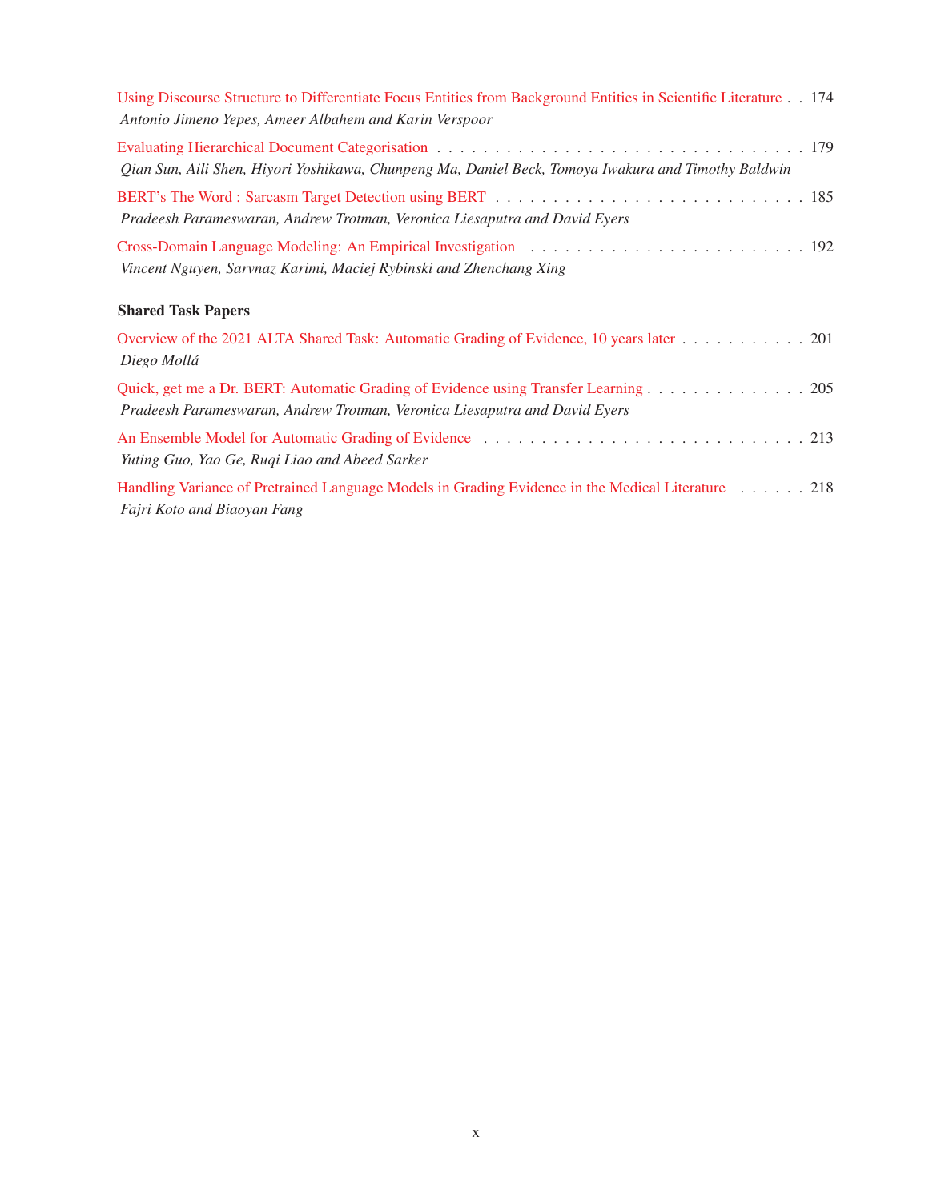Using Discourse Structure to Differentiate Focus Entities from Background Entities in Scientific Literature . . 174
*Antonio Jimeno Yepes, Ameer Albahem and Karin Verspoor*

Evaluating Hierarchical Document Categorisation . . . . . . . . . . . . . . . . . . . . . . . . . . . . . . . . . 179
*Qian Sun, Aili Shen, Hiyori Yoshikawa, Chunpeng Ma, Daniel Beck, Tomoya Iwakura and Timothy Baldwin*

BERT's The Word : Sarcasm Target Detection using BERT . . . . . . . . . . . . . . . . . . . . . . . . . . . . 185
*Pradeesh Parameswaran, Andrew Trotman, Veronica Liesaputra and David Eyers*

Cross-Domain Language Modeling: An Empirical Investigation . . . . . . . . . . . . . . . . . . . . . . . . . 192
*Vincent Nguyen, Sarvnaz Karimi, Maciej Rybinski and Zhenchang Xing*

**Shared Task Papers**

Overview of the 2021 ALTA Shared Task: Automatic Grading of Evidence, 10 years later . . . . . . . . . . . 201
*Diego Mollá*

Quick, get me a Dr. BERT: Automatic Grading of Evidence using Transfer Learning . . . . . . . . . . . . . . 205
*Pradeesh Parameswaran, Andrew Trotman, Veronica Liesaputra and David Eyers*

An Ensemble Model for Automatic Grading of Evidence . . . . . . . . . . . . . . . . . . . . . . . . . . . . 213
*Yuting Guo, Yao Ge, Ruqi Liao and Abeed Sarker*

Handling Variance of Pretrained Language Models in Grading Evidence in the Medical Literature . . . . . . 218
*Fajri Koto and Biaoyan Fang*